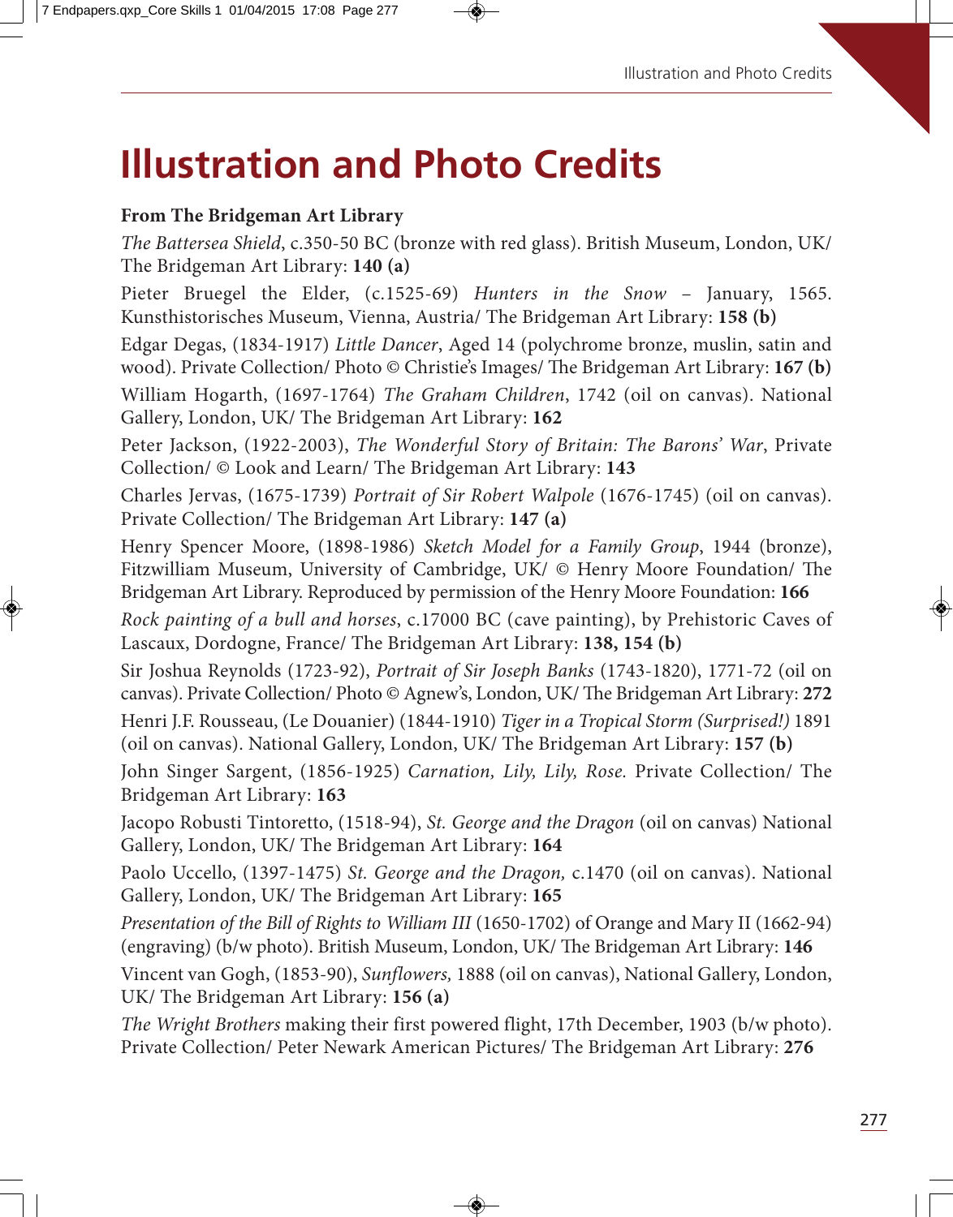# Illustration and Photo Credits

**From The Bridgeman Art Library**

*The Battersea Shield*, c.350-50 BC (bronze with red glass). British Museum, London, UK/ The Bridgeman Art Library: **140 (a)**

Pieter Bruegel the Elder, (c.1525-69) *Hunters in the Snow* – January, 1565. Kunsthistorisches Museum, Vienna, Austria/ The Bridgeman Art Library: **158 (b)**

Edgar Degas, (1834-1917) *Little Dancer*, Aged 14 (polychrome bronze, muslin, satin and wood). Private Collection/ Photo © Christie's Images/ The Bridgeman Art Library: **167 (b)**

William Hogarth, (1697-1764) *The Graham Children*, 1742 (oil on canvas). National Gallery, London, UK/ The Bridgeman Art Library: **162**

Peter Jackson, (1922-2003), *The Wonderful Story of Britain: The Barons' War*, Private Collection/ © Look and Learn/ The Bridgeman Art Library: **143**

Charles Jervas, (1675-1739) *Portrait of Sir Robert Walpole* (1676-1745) (oil on canvas). Private Collection/ The Bridgeman Art Library: **147 (a)**

Henry Spencer Moore, (1898-1986) *Sketch Model for a Family Group*, 1944 (bronze), Fitzwilliam Museum, University of Cambridge, UK/ © Henry Moore Foundation/ The Bridgeman Art Library. Reproduced by permission of the Henry Moore Foundation: **166**

*Rock painting of a bull and horses*, c.17000 BC (cave painting), by Prehistoric Caves of Lascaux, Dordogne, France/ The Bridgeman Art Library: **138, 154 (b)**

Sir Joshua Reynolds (1723-92), *Portrait of Sir Joseph Banks* (1743-1820), 1771-72 (oil on canvas). Private Collection/ Photo © Agnew's, London, UK/ The Bridgeman Art Library: **272**

Henri J.F. Rousseau, (Le Douanier) (1844-1910) *Tiger in a Tropical Storm (Surprised!)* 1891 (oil on canvas). National Gallery, London, UK/ The Bridgeman Art Library: **157 (b)**

John Singer Sargent, (1856-1925) *Carnation, Lily, Lily, Rose.* Private Collection/ The Bridgeman Art Library: **163**

Jacopo Robusti Tintoretto, (1518-94), *St. George and the Dragon* (oil on canvas) National Gallery, London, UK/ The Bridgeman Art Library: **164**

Paolo Uccello, (1397-1475) *St. George and the Dragon,* c.1470 (oil on canvas). National Gallery, London, UK/ The Bridgeman Art Library: **165**

*Presentation of the Bill of Rights to William III* (1650-1702) of Orange and Mary II (1662-94) (engraving) (b/w photo). British Museum, London, UK/ The Bridgeman Art Library: **146**

Vincent van Gogh, (1853-90), *Sunflowers,* 1888 (oil on canvas), National Gallery, London, UK/ The Bridgeman Art Library: **156 (a)**

*The Wright Brothers* making their first powered flight, 17th December, 1903 (b/w photo). Private Collection/ Peter Newark American Pictures/ The Bridgeman Art Library: **276**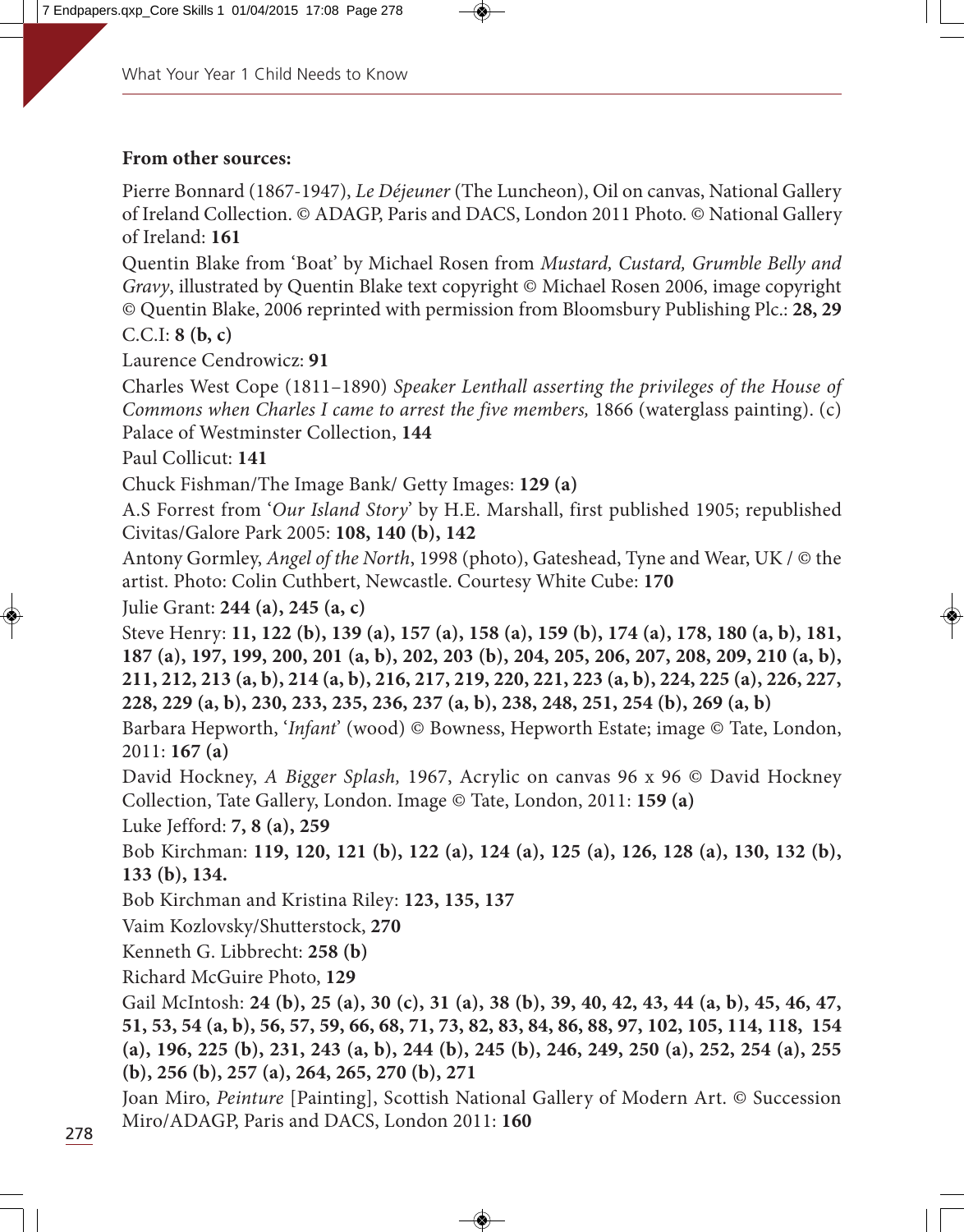**From other sources:**

Pierre Bonnard (1867-1947), *Le Déjeuner* (The Luncheon), Oil on canvas, National Gallery of Ireland Collection. © ADAGP, Paris and DACS, London 2011 Photo. © National Gallery of Ireland: **161**

Quentin Blake from 'Boat' by Michael Rosen from *Mustard, Custard, Grumble Belly and Gravy*, illustrated by Quentin Blake text copyright © Michael Rosen 2006, image copyright © Quentin Blake, 2006 reprinted with permission from Bloomsbury Publishing Plc.: **28, 29**

C.C.I: **8 (b, c)**

Laurence Cendrowicz: **91**

Charles West Cope (1811–1890) *Speaker Lenthall asserting the privileges of the House of Commons when Charles I came to arrest the five members,* 1866 (waterglass painting). (c) Palace of Westminster Collection, **144**

Paul Collicut: **141**

Chuck Fishman/The Image Bank/ Getty Images: **129 (a)**

A.S Forrest from '*Our Island Story*' by H.E. Marshall, first published 1905; republished Civitas/Galore Park 2005: **108, 140 (b), 142**

Antony Gormley, *Angel of the North*, 1998 (photo), Gateshead, Tyne and Wear, UK / © the artist. Photo: Colin Cuthbert, Newcastle. Courtesy White Cube: **170**

Julie Grant: **244 (a), 245 (a, c)**

Steve Henry: **11, 122 (b), 139 (a), 157 (a), 158 (a), 159 (b), 174 (a), 178, 180 (a, b), 181, 187 (a), 197, 199, 200, 201 (a, b), 202, 203 (b), 204, 205, 206, 207, 208, 209, 210 (a, b), 211, 212, 213 (a, b), 214 (a, b), 216, 217, 219, 220, 221, 223 (a, b), 224, 225 (a), 226, 227, 228, 229 (a, b), 230, 233, 235, 236, 237 (a, b), 238, 248, 251, 254 (b), 269 (a, b)**

Barbara Hepworth, '*Infant*' (wood) © Bowness, Hepworth Estate; image © Tate, London, 2011: **167 (a)**

David Hockney, *A Bigger Splash,* 1967, Acrylic on canvas 96 x 96 © David Hockney Collection, Tate Gallery, London. Image © Tate, London, 2011: **159 (a)**

Luke Jefford: **7, 8 (a), 259**

Bob Kirchman: **119, 120, 121 (b), 122 (a), 124 (a), 125 (a), 126, 128 (a), 130, 132 (b), 133 (b), 134.**

Bob Kirchman and Kristina Riley: **123, 135, 137**

Vaim Kozlovsky/Shutterstock, **270**

Kenneth G. Libbrecht: **258 (b)**

Richard McGuire Photo, **129**

Gail McIntosh: **24 (b), 25 (a), 30 (c), 31 (a), 38 (b), 39, 40, 42, 43, 44 (a, b), 45, 46, 47, 51, 53, 54 (a, b), 56, 57, 59, 66, 68, 71, 73, 82, 83, 84, 86, 88, 97, 102, 105, 114, 118, 154 (a), 196, 225 (b), 231, 243 (a, b), 244 (b), 245 (b), 246, 249, 250 (a), 252, 254 (a), 255 (b), 256 (b), 257 (a), 264, 265, 270 (b), 271**

Joan Miro, *Peinture* [Painting], Scottish National Gallery of Modern Art. © Succession Miro/ADAGP, Paris and DACS, London 2011: **160**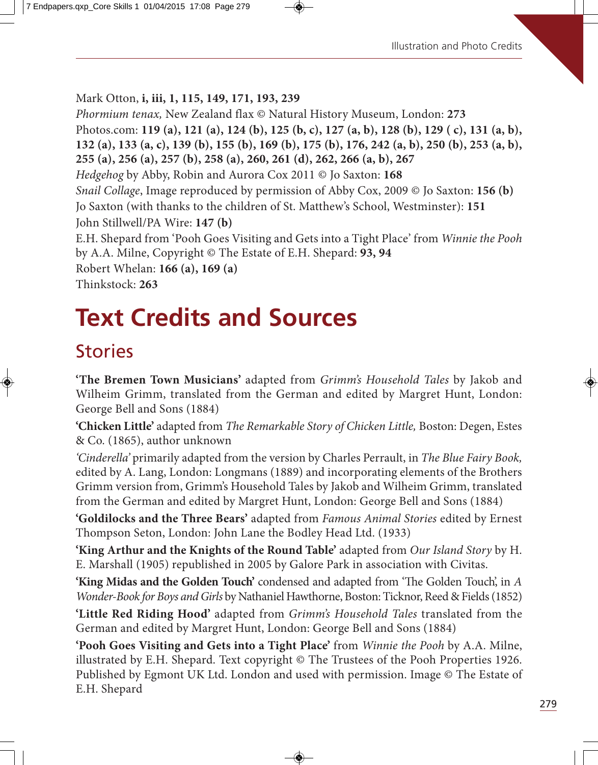Mark Otton, **i, iii, 1, 115, 149, 171, 193, 239**

*Phormium tenax,* New Zealand flax © Natural History Museum, London: **273**

Photos.com: **119 (a), 121 (a), 124 (b), 125 (b, c), 127 (a, b), 128 (b), 129 ( c), 131 (a, b), 132 (a), 133 (a, c), 139 (b), 155 (b), 169 (b), 175 (b), 176, 242 (a, b), 250 (b), 253 (a, b), 255 (a), 256 (a), 257 (b), 258 (a), 260, 261 (d), 262, 266 (a, b), 267**

*Hedgehog* by Abby, Robin and Aurora Cox 2011 © Jo Saxton: **168**

*Snail Collage*, Image reproduced by permission of Abby Cox, 2009 © Jo Saxton: **156 (b)**

Jo Saxton (with thanks to the children of St. Matthew's School, Westminster): **151**

John Stillwell/PA Wire: **147 (b)**

E.H. Shepard from 'Pooh Goes Visiting and Gets into a Tight Place' from *Winnie the Pooh* by A.A. Milne, Copyright © The Estate of E.H. Shepard: **93, 94**

Robert Whelan: **166 (a), 169 (a)**

Thinkstock: **263**

# Text Credits and Sources

## Stories

**'The Bremen Town Musicians'** adapted from *Grimm's Household Tales* by Jakob and Wilheim Grimm, translated from the German and edited by Margret Hunt, London: George Bell and Sons (1884)

**'Chicken Little'** adapted from *The Remarkable Story of Chicken Little,* Boston: Degen, Estes & Co. (1865), author unknown

*'Cinderella'* primarily adapted from the version by Charles Perrault, in *The Blue Fairy Book,* edited by A. Lang, London: Longmans (1889) and incorporating elements of the Brothers Grimm version from, Grimm's Household Tales by Jakob and Wilheim Grimm, translated from the German and edited by Margret Hunt, London: George Bell and Sons (1884)

**'Goldilocks and the Three Bears'** adapted from *Famous Animal Stories* edited by Ernest Thompson Seton, London: John Lane the Bodley Head Ltd. (1933)

**'King Arthur and the Knights of the Round Table'** adapted from *Our Island Story* by H. E. Marshall (1905) republished in 2005 by Galore Park in association with Civitas.

**'King Midas and the Golden Touch'** condensed and adapted from 'The Golden Touch', in *A Wonder-Book for Boys and Girls* by Nathaniel Hawthorne, Boston: Ticknor, Reed & Fields (1852)

**'Little Red Riding Hood'** adapted from *Grimm's Household Tales* translated from the German and edited by Margret Hunt, London: George Bell and Sons (1884)

**'Pooh Goes Visiting and Gets into a Tight Place'** from *Winnie the Pooh* by A.A. Milne, illustrated by E.H. Shepard. Text copyright © The Trustees of the Pooh Properties 1926. Published by Egmont UK Ltd. London and used with permission. Image © The Estate of E.H. Shepard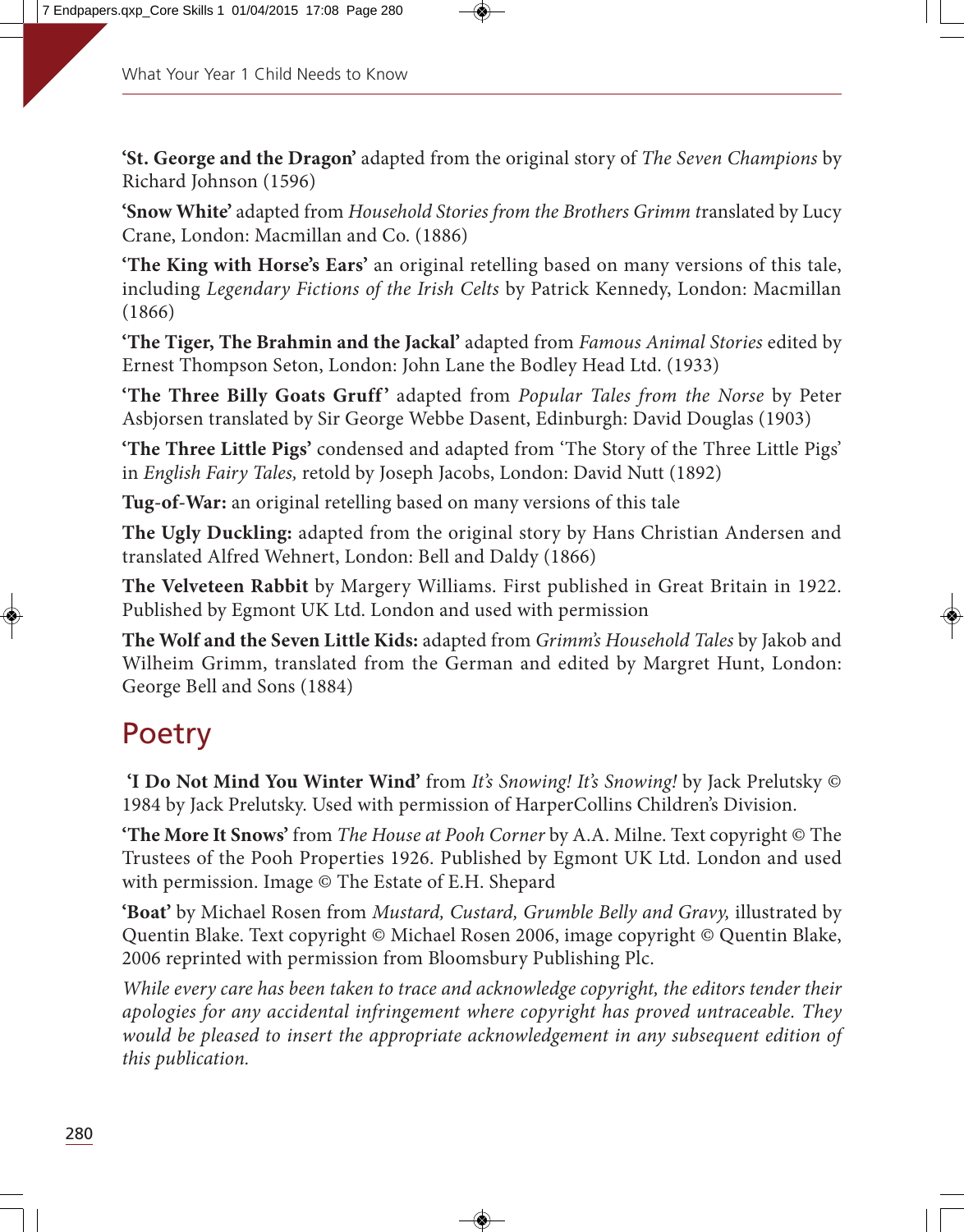**'St. George and the Dragon'** adapted from the original story of *The Seven Champions* by Richard Johnson (1596)

**'Snow White'** adapted from *Household Stories from the Brothers Grimm t*ranslated by Lucy Crane, London: Macmillan and Co. (1886)

**'The King with Horse's Ears'** an original retelling based on many versions of this tale, including *Legendary Fictions of the Irish Celts* by Patrick Kennedy, London: Macmillan (1866)

**'The Tiger, The Brahmin and the Jackal'** adapted from *Famous Animal Stories* edited by Ernest Thompson Seton, London: John Lane the Bodley Head Ltd. (1933)

**'The Three Billy Goats Gruff'** adapted from *Popular Tales from the Norse* by Peter Asbjorsen translated by Sir George Webbe Dasent, Edinburgh: David Douglas (1903)

**'The Three Little Pigs'** condensed and adapted from 'The Story of the Three Little Pigs' in *English Fairy Tales,* retold by Joseph Jacobs, London: David Nutt (1892)

**Tug-of-War:** an original retelling based on many versions of this tale

**The Ugly Duckling:** adapted from the original story by Hans Christian Andersen and translated Alfred Wehnert, London: Bell and Daldy (1866)

**The Velveteen Rabbit** by Margery Williams. First published in Great Britain in 1922. Published by Egmont UK Ltd. London and used with permission

**The Wolf and the Seven Little Kids:** adapted from *Grimm's Household Tales* by Jakob and Wilheim Grimm, translated from the German and edited by Margret Hunt, London: George Bell and Sons (1884)

## Poetry

**'I Do Not Mind You Winter Wind'** from *It's Snowing! It's Snowing!* by Jack Prelutsky © 1984 by Jack Prelutsky. Used with permission of HarperCollins Children's Division.

**'The More It Snows'** from *The House at Pooh Corner* by A.A. Milne. Text copyright © The Trustees of the Pooh Properties 1926. Published by Egmont UK Ltd. London and used with permission. Image © The Estate of E.H. Shepard

**'Boat'** by Michael Rosen from *Mustard, Custard, Grumble Belly and Gravy,* illustrated by Quentin Blake. Text copyright © Michael Rosen 2006, image copyright © Quentin Blake, 2006 reprinted with permission from Bloomsbury Publishing Plc.

*While every care has been taken to trace and acknowledge copyright, the editors tender their apologies for any accidental infringement where copyright has proved untraceable. They would be pleased to insert the appropriate acknowledgement in any subsequent edition of this publication.*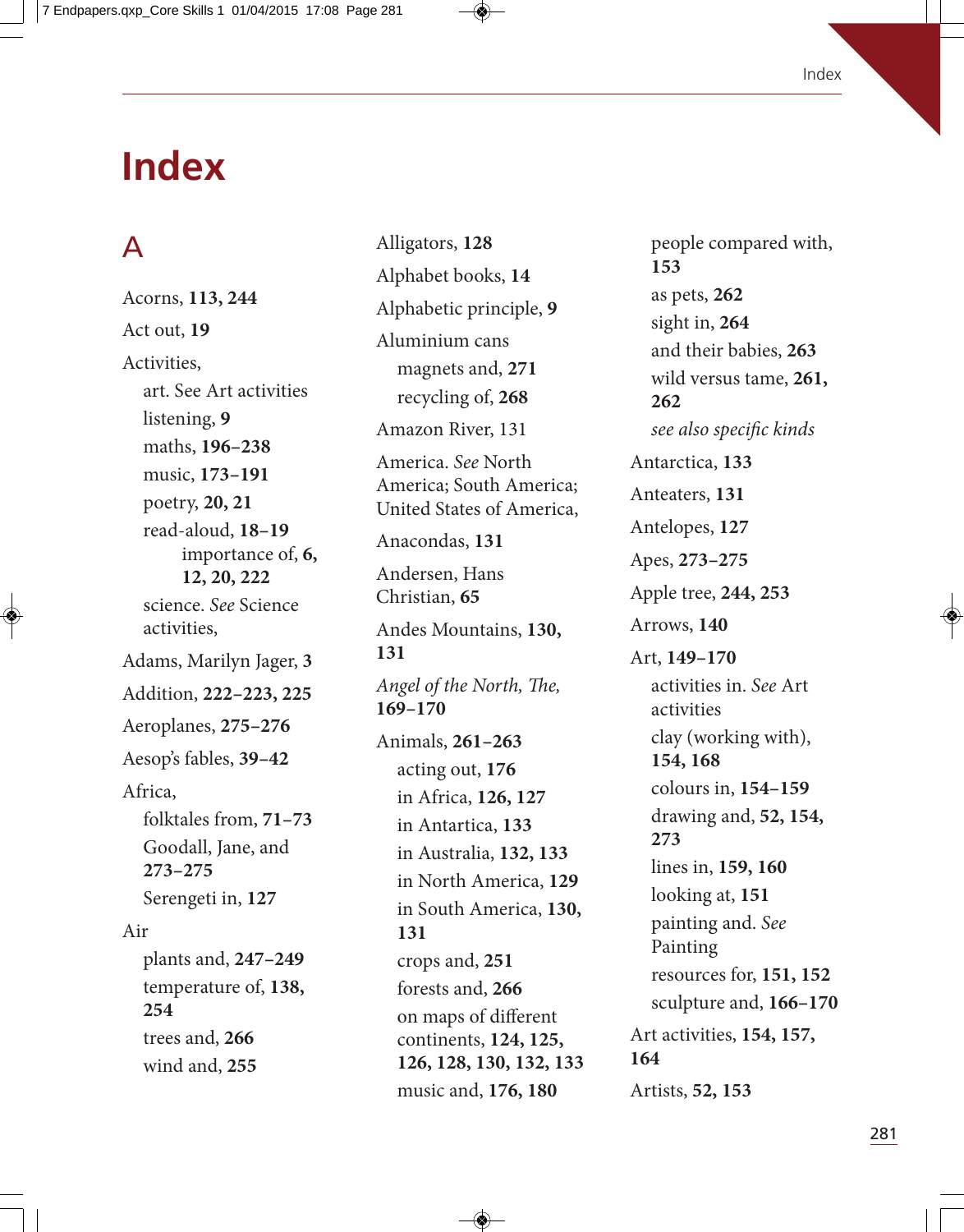# Index

## A

Acorns, **113, 244**

Act out, **19**

Activities,

- art. See Art activities
- listening, **9**
- maths, **196–238**
- music, **173–191**
- poetry, **20, 21**
- read-aloud, **18–19**
  - importance of, **6, 12, 20, 222**
- science. *See* Science activities,

Adams, Marilyn Jager, **3**

Addition, **222–223, 225**

Aeroplanes, **275–276**

Aesop's fables, **39–42**

Africa,

- folktales from, **71–73**
- Goodall, Jane, and **273–275**
- Serengeti in, **127**

Air

- plants and, **247–249**
- temperature of, **138, 254**
- trees and, **266**
- wind and, **255**

Alligators, **128**

Alphabet books, **14**

Alphabetic principle, **9**

Aluminium cans

- magnets and, **271**
- recycling of, **268**

Amazon River, 131

America. *See* North America; South America; United States of America,

Anacondas, **131**

Andersen, Hans Christian, **65**

Andes Mountains, **130, 131**

*Angel of the North, The,* **169–170**

Animals, **261–263**

- acting out, **176**
- in Africa, **126, 127**
- in Antartica, **133**
- in Australia, **132, 133**
- in North America, **129**
- in South America, **130, 131**
- crops and, **251**
- forests and, **266**
- on maps of different continents, **124, 125, 126, 128, 130, 132, 133**
- music and, **176, 180**
- people compared with, **153**
- as pets, **262**
- sight in, **264**
- and their babies, **263**
- wild versus tame, **261, 262**
- *see also specific kinds*

Antarctica, **133**

Anteaters, **131**

Antelopes, **127**

Apes, **273–275**

Apple tree, **244, 253**

Arrows, **140**

Art, **149–170**

- activities in. *See* Art activities
- clay (working with), **154, 168**
- colours in, **154–159**
- drawing and, **52, 154, 273**
- lines in, **159, 160**
- looking at, **151**
- painting and. *See* Painting
- resources for, **151, 152**
- sculpture and, **166–170**

Art activities, **154, 157, 164**

Artists, **52, 153**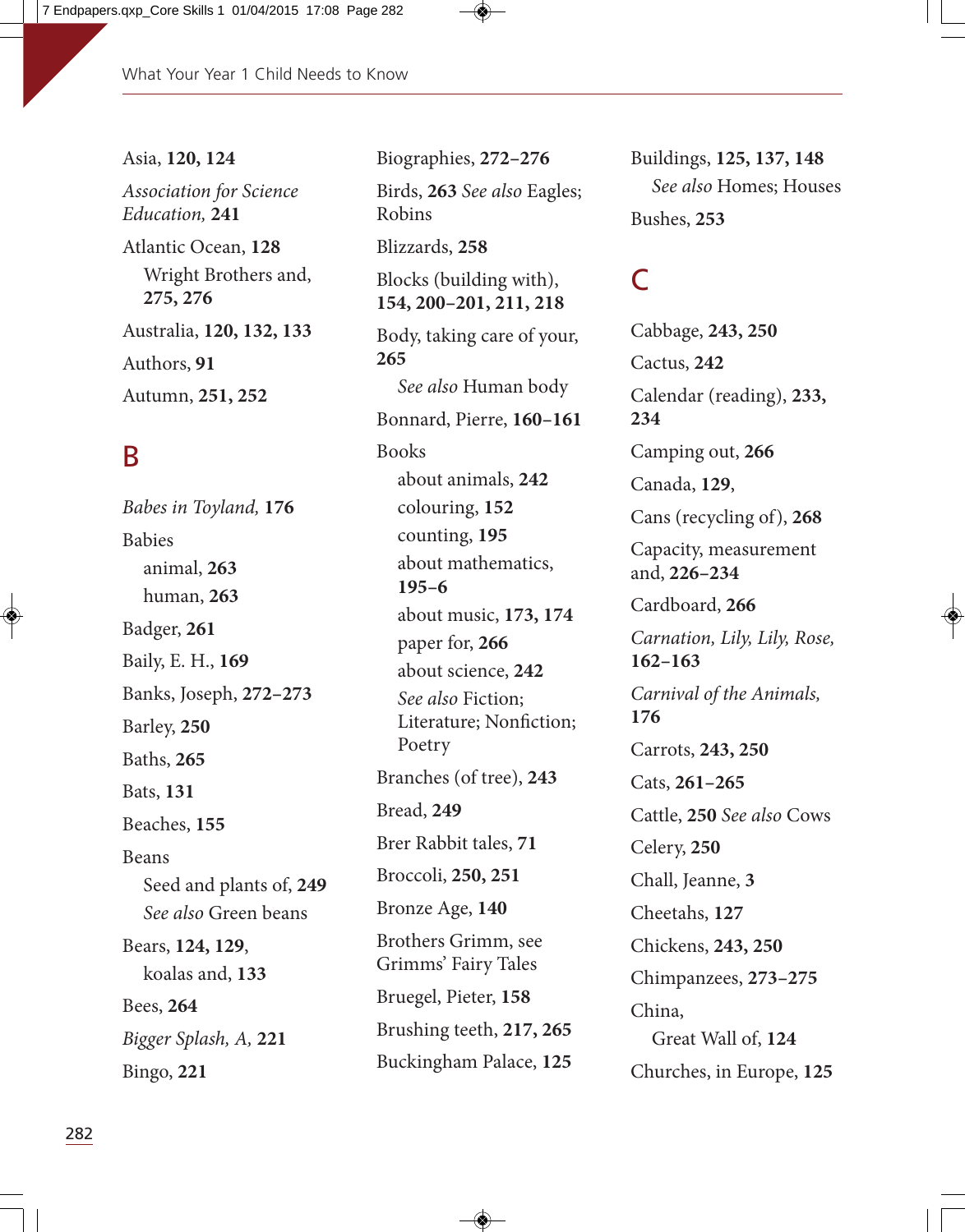Asia, **120, 124**

*Association for Science Education,* **241**

Atlantic Ocean, **128**
    Wright Brothers and, **275, 276**

Australia, **120, 132, 133**

Authors, **91**

Autumn, **251, 252**

## B

*Babes in Toyland,* **176**

Babies
    animal, **263**
    human, **263**

Badger, **261**

Baily, E. H., **169**

Banks, Joseph, **272–273**

Barley, **250**

Baths, **265**

Bats, **131**

Beaches, **155**

Beans
    Seed and plants of, **249**
    *See also* Green beans

Bears, **124, 129,**
    koalas and, **133**

Bees, **264**

*Bigger Splash, A,* **221**

Bingo, **221**

Biographies, **272–276**

Birds, **263** *See also* Eagles; Robins

Blizzards, **258**

Blocks (building with), **154, 200–201, 211, 218**

Body, taking care of your, **265**
    *See also* Human body

Bonnard, Pierre, **160–161**

Books
    about animals, **242**
    colouring, **152**
    counting, **195**
    about mathematics, **195–6**
    about music, **173, 174**
    paper for, **266**
    about science, **242**
    *See also* Fiction; Literature; Nonfiction; Poetry

Branches (of tree), **243**

Bread, **249**

Brer Rabbit tales, **71**

Broccoli, **250, 251**

Bronze Age, **140**

Brothers Grimm, see Grimms' Fairy Tales

Bruegel, Pieter, **158**

Brushing teeth, **217, 265**

Buckingham Palace, **125**

Buildings, **125, 137, 148**
    *See also* Homes; Houses

Bushes, **253**

## C

Cabbage, **243, 250**

Cactus, **242**

Calendar (reading), **233, 234**

Camping out, **266**

Canada, **129,**

Cans (recycling of), **268**

Capacity, measurement and, **226–234**

Cardboard, **266**

*Carnation, Lily, Lily, Rose,* **162–163**

*Carnival of the Animals,* **176**

Carrots, **243, 250**

Cats, **261–265**

Cattle, **250** *See also* Cows

Celery, **250**

Chall, Jeanne, **3**

Cheetahs, **127**

Chickens, **243, 250**

Chimpanzees, **273–275**

China,
    Great Wall of, **124**

Churches, in Europe, **125**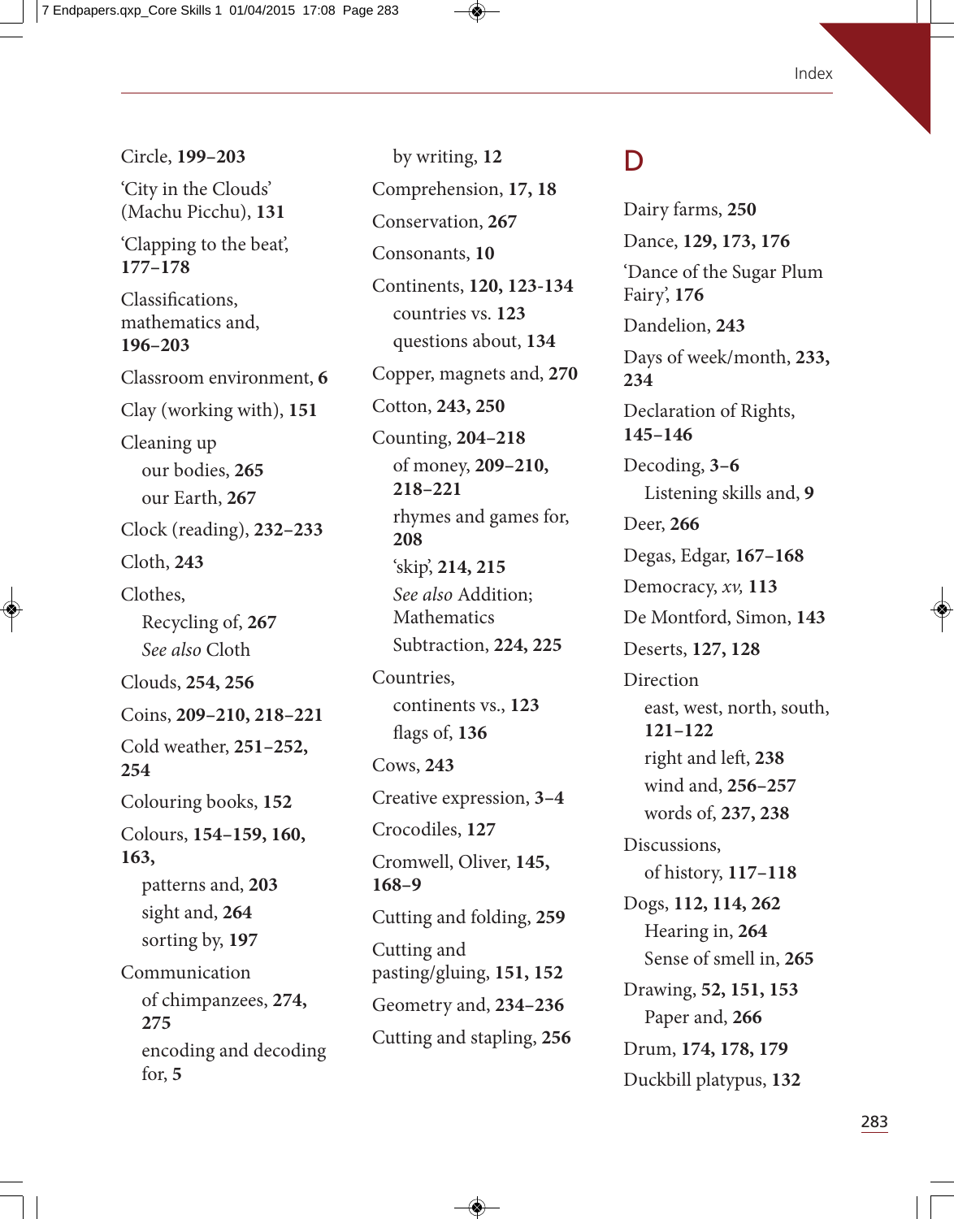Circle, **199–203**

'City in the Clouds' (Machu Picchu), **131**

'Clapping to the beat', **177–178**

Classifications, mathematics and, **196–203**

Classroom environment, **6**

Clay (working with), **151**

Cleaning up
- our bodies, **265**
- our Earth, **267**

Clock (reading), **232–233**

Cloth, **243**

Clothes,
- Recycling of, **267**
- *See also* Cloth

Clouds, **254, 256**

Coins, **209–210, 218–221**

Cold weather, **251–252, 254**

Colouring books, **152**

Colours, **154–159, 160, 163,**
- patterns and, **203**
- sight and, **264**
- sorting by, **197**

Communication
- of chimpanzees, **274, 275**
- encoding and decoding for, **5**
- by writing, **12**

Comprehension, **17, 18**

Conservation, **267**

Consonants, **10**

Continents, **120, 123-134**
- countries vs. **123**
- questions about, **134**

Copper, magnets and, **270**

Cotton, **243, 250**

Counting, **204–218**
- of money, **209–210, 218–221**
- rhymes and games for, **208**
- 'skip', **214, 215**
- *See also* Addition; Mathematics
- Subtraction, **224, 225**

Countries,
- continents vs., **123**
- flags of, **136**

Cows, **243**

Creative expression, **3–4**

Crocodiles, **127**

Cromwell, Oliver, **145, 168–9**

Cutting and folding, **259**

Cutting and pasting/gluing, **151, 152**

Geometry and, **234–236**

Cutting and stapling, **256**

# D

Dairy farms, **250**

Dance, **129, 173, 176**

'Dance of the Sugar Plum Fairy', **176**

Dandelion, **243**

Days of week/month, **233, 234**

Declaration of Rights, **145–146**

Decoding, **3–6**
- Listening skills and, **9**

Deer, **266**

Degas, Edgar, **167–168**

Democracy, ***xv*, 113**

De Montford, Simon, **143**

Deserts, **127, 128**

Direction
- east, west, north, south, **121–122**
- right and left, **238**
- wind and, **256–257**
- words of, **237, 238**

Discussions,
- of history, **117–118**

Dogs, **112, 114, 262**
- Hearing in, **264**
- Sense of smell in, **265**

Drawing, **52, 151, 153**
- Paper and, **266**

Drum, **174, 178, 179**

Duckbill platypus, **132**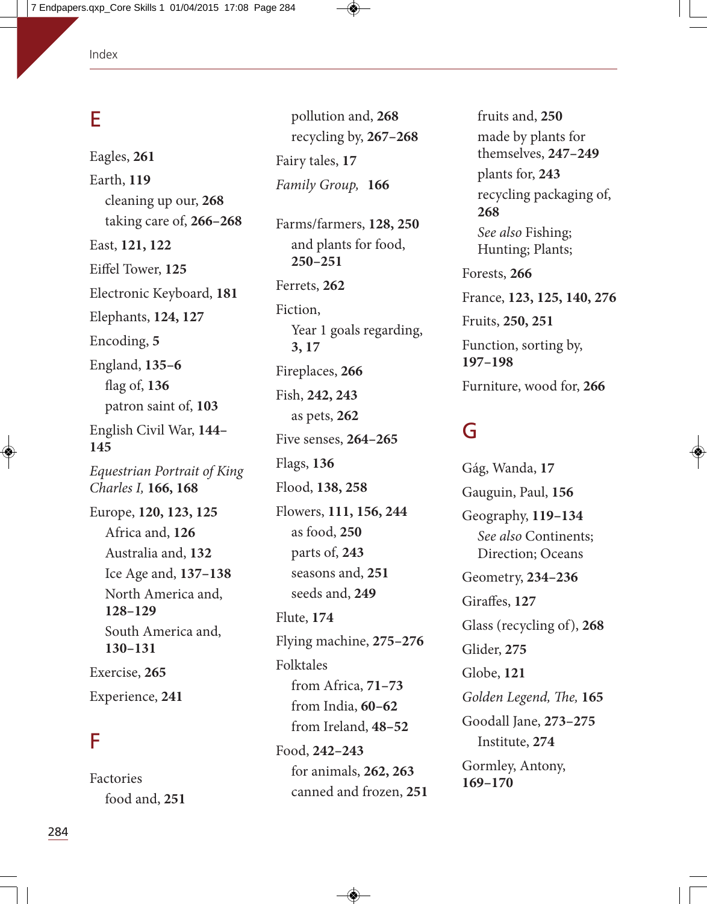## E

Eagles, **261**

Earth, **119**
- cleaning up our, **268**
- taking care of, **266–268**

East, **121, 122**

Eiffel Tower, **125**

Electronic Keyboard, **181**

Elephants, **124, 127**

Encoding, **5**

England, **135–6**
- flag of, **136**
- patron saint of, **103**

English Civil War, **144–145**

*Equestrian Portrait of King Charles I,* **166, 168**

Europe, **120, 123, 125**
- Africa and, **126**
- Australia and, **132**
- Ice Age and, **137–138**
- North America and, **128–129**
- South America and, **130–131**

Exercise, **265**

Experience, **241**

## F

Factories
- food and, **251**
- pollution and, **268**
- recycling by, **267–268**

Fairy tales, **17**

*Family Group,* **166**

Farms/farmers, **128, 250**
- and plants for food, **250–251**

Ferrets, **262**

Fiction,
- Year 1 goals regarding, **3, 17**

Fireplaces, **266**

Fish, **242, 243**
- as pets, **262**

Five senses, **264–265**

Flags, **136**

Flood, **138, 258**

Flowers, **111, 156, 244**
- as food, **250**
- parts of, **243**
- seasons and, **251**
- seeds and, **249**

Flute, **174**

Flying machine, **275–276**

Folktales
- from Africa, **71–73**
- from India, **60–62**
- from Ireland, **48–52**

Food, **242–243**
- for animals, **262, 263**
- canned and frozen, **251**
- fruits and, **250**
- made by plants for themselves, **247–249**
- plants for, **243**
- recycling packaging of, **268**
- *See also* Fishing; Hunting; Plants;

Forests, **266**

France, **123, 125, 140, 276**

Fruits, **250, 251**

Function, sorting by, **197–198**

Furniture, wood for, **266**

## G

Gág, Wanda, **17**

Gauguin, Paul, **156**

Geography, **119–134**
- *See also* Continents; Direction; Oceans

Geometry, **234–236**

Giraffes, **127**

Glass (recycling of), **268**

Glider, **275**

Globe, **121**

*Golden Legend, The,* **165**

Goodall Jane, **273–275**
- Institute, **274**

Gormley, Antony, **169–170**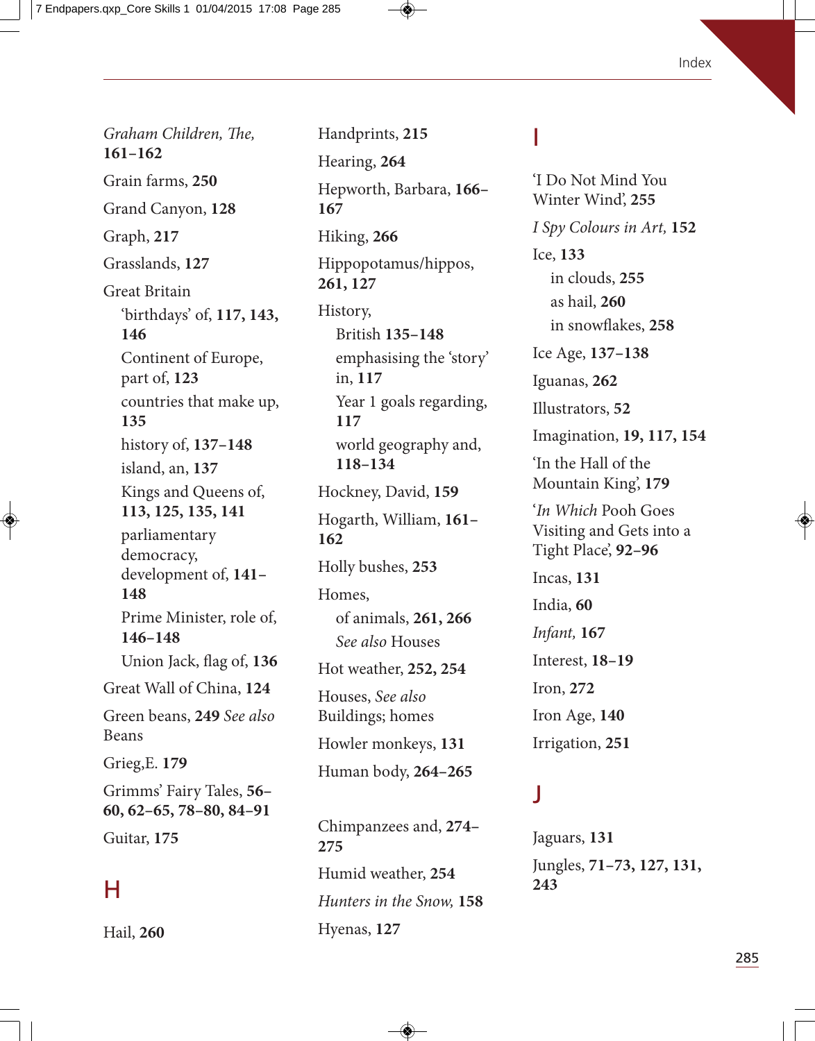*Graham Children, The,* **161–162**

Grain farms, **250**

Grand Canyon, **128**

Graph, **217**

Grasslands, **127**

Great Britain
- 'birthdays' of, **117, 143, 146**
- Continent of Europe, part of, **123**
- countries that make up, **135**
- history of, **137–148**
- island, an, **137**
- Kings and Queens of, **113, 125, 135, 141**
- parliamentary democracy, development of, **141–148**
- Prime Minister, role of, **146–148**
- Union Jack, flag of, **136**

Great Wall of China, **124**

Green beans, **249** *See also* Beans

Grieg,E. **179**

Grimms' Fairy Tales, **56–60, 62–65, 78–80, 84–91**

Guitar, **175**

## H

Hail, **260**

Handprints, **215**

Hearing, **264**

Hepworth, Barbara, **166–167**

Hiking, **266**

Hippopotamus/hippos, **261, 127**

History,
- British **135–148**
- emphasising the 'story' in, **117**
- Year 1 goals regarding, **117**
- world geography and, **118–134**

Hockney, David, **159**

Hogarth, William, **161–162**

Holly bushes, **253**

Homes,
- of animals, **261, 266**
- *See also* Houses

Hot weather, **252, 254**

Houses, *See also* Buildings; homes

Howler monkeys, **131**

Human body, **264–265**

Chimpanzees and, **274–275**

Humid weather, **254**

*Hunters in the Snow,* **158**

Hyenas, **127**

## I

'I Do Not Mind You Winter Wind', **255**

*I Spy Colours in Art,* **152**

Ice, **133**
- in clouds, **255**
- as hail, **260**
- in snowflakes, **258**

Ice Age, **137–138**

Iguanas, **262**

Illustrators, **52**

Imagination, **19, 117, 154**

'In the Hall of the Mountain King', **179**

'*In Which* Pooh Goes Visiting and Gets into a Tight Place', **92–96**

Incas, **131**

India, **60**

*Infant,* **167**

Interest, **18–19**

Iron, **272**

Iron Age, **140**

Irrigation, **251**

## J

Jaguars, **131**

Jungles, **71–73, 127, 131, 243**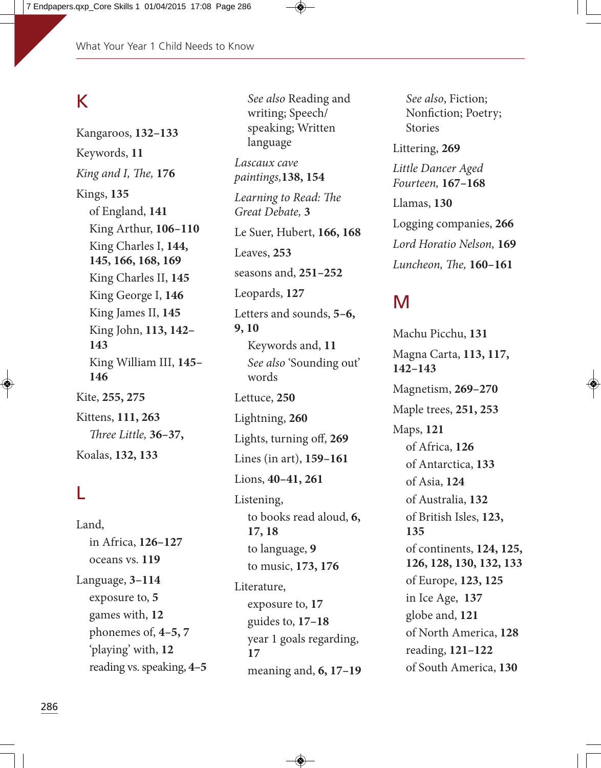## K

Kangaroos, **132–133**

Keywords, **11**

*King and I, The,* **176**

Kings, **135**

- of England, **141**
- King Arthur, **106–110**
- King Charles I, **144, 145, 166, 168, 169**
- King Charles II, **145**
- King George I, **146**
- King James II, **145**
- King John, **113, 142–143**
- King William III, **145–146**

Kite, **255, 275**

Kittens, **111, 263**

- *Three Little,* **36–37,**

Koalas, **132, 133**

## L

Land,

- in Africa, **126–127**
- oceans vs. **119**

Language, **3–114**

- exposure to, **5**
- games with, **12**
- phonemes of, **4–5, 7**
- 'playing' with, **12**
- reading vs. speaking, **4–5**
- *See also* Reading and writing; Speech/speaking; Written language

*Lascaux cave paintings,***138, 154**

*Learning to Read: The Great Debate,* **3**

Le Suer, Hubert, **166, 168**

Leaves, **253**

seasons and, **251–252**

Leopards, **127**

Letters and sounds, **5–6, 9, 10**

- Keywords and, **11**
- *See also* 'Sounding out' words

Lettuce, **250**

Lightning, **260**

Lights, turning off, **269**

Lines (in art), **159–161**

Lions, **40–41, 261**

Listening,

- to books read aloud, **6, 17, 18**
- to language, **9**
- to music, **173, 176**

Literature,

- exposure to, **17**
- guides to, **17–18**
- year 1 goals regarding, **17**
- meaning and, **6, 17–19**
- *See also*, Fiction; Nonfiction; Poetry; Stories

Littering, **269**

*Little Dancer Aged Fourteen,* **167–168**

Llamas, **130**

Logging companies, **266**

*Lord Horatio Nelson,* **169**

*Luncheon, The,* **160–161**

## M

Machu Picchu, **131**

Magna Carta, **113, 117, 142–143**

Magnetism, **269–270**

Maple trees, **251, 253**

Maps, **121**

- of Africa, **126**
- of Antarctica, **133**
- of Asia, **124**
- of Australia, **132**
- of British Isles, **123, 135**
- of continents, **124, 125, 126, 128, 130, 132, 133**
- of Europe, **123, 125**
- in Ice Age, **137**
- globe and, **121**
- of North America, **128**
- reading, **121–122**
- of South America, **130**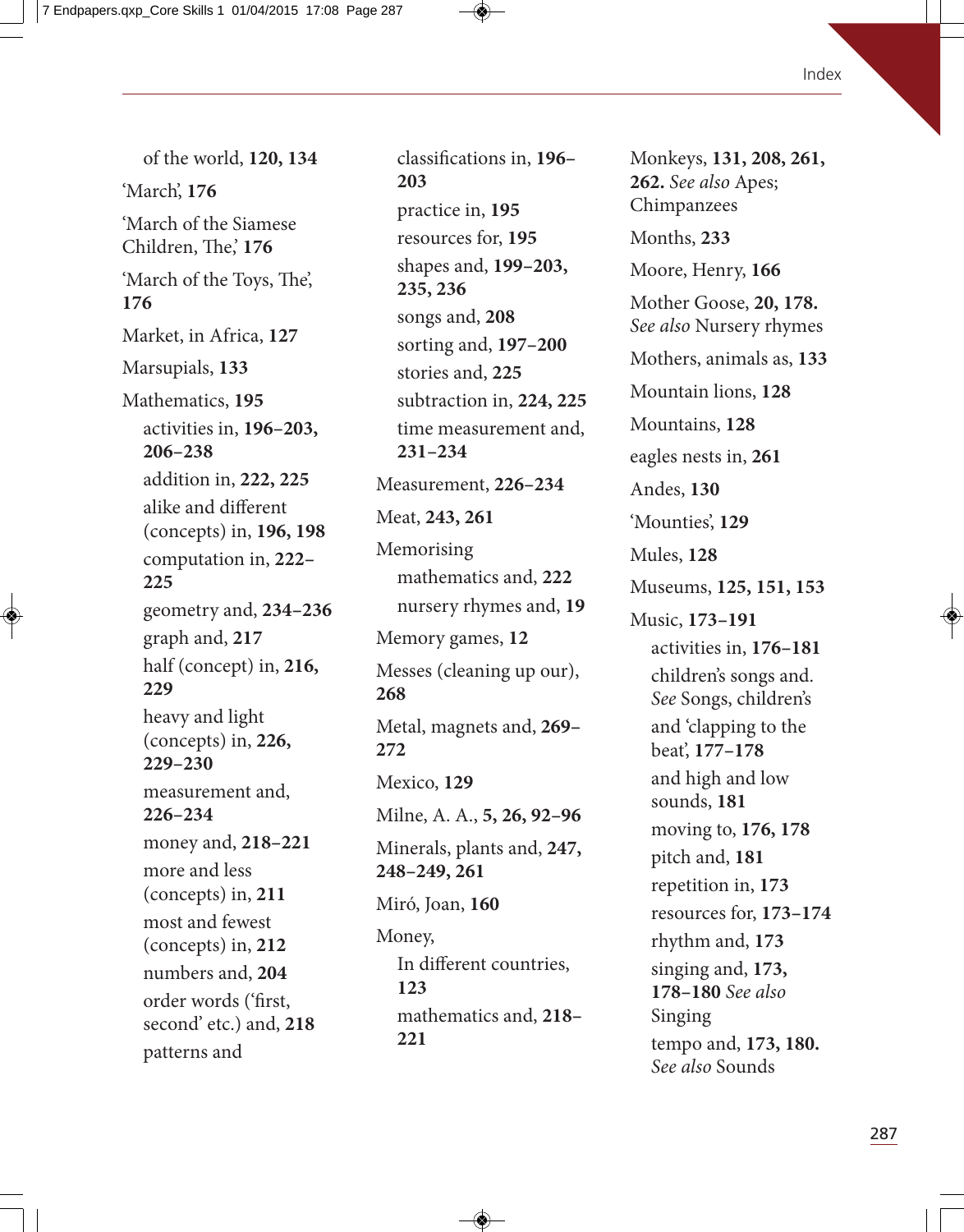of the world, **120, 134**

'March', **176**

'March of the Siamese Children, The,' **176**

'March of the Toys, The', **176**

Market, in Africa, **127**

Marsupials, **133**

Mathematics, **195**

- activities in, **196–203, 206–238**
- addition in, **222, 225**
- alike and different (concepts) in, **196, 198**
- computation in, **222–225**
- geometry and, **234–236**
- graph and, **217**
- half (concept) in, **216, 229**
- heavy and light (concepts) in, **226, 229–230**
- measurement and, **226–234**
- money and, **218–221**
- more and less (concepts) in, **211**
- most and fewest (concepts) in, **212**
- numbers and, **204**
- order words ('first, second' etc.) and, **218**
- patterns and classifications in, **196–203**
- practice in, **195**
- resources for, **195**
- shapes and, **199–203, 235, 236**
- songs and, **208**
- sorting and, **197–200**
- stories and, **225**
- subtraction in, **224, 225**
- time measurement and, **231–234**

Measurement, **226–234**

Meat, **243, 261**

Memorising

- mathematics and, **222**
- nursery rhymes and, **19**

Memory games, **12**

Messes (cleaning up our), **268**

Metal, magnets and, **269–272**

Mexico, **129**

Milne, A. A., **5, 26, 92–96**

Minerals, plants and, **247, 248–249, 261**

Miró, Joan, **160**

Money,

- In different countries, **123**
- mathematics and, **218–221**

Monkeys, **131, 208, 261, 262.** *See also* Apes; Chimpanzees

Months, **233**

Moore, Henry, **166**

Mother Goose, **20, 178.** *See also* Nursery rhymes

Mothers, animals as, **133**

Mountain lions, **128**

Mountains, **128**

eagles nests in, **261**

Andes, **130**

'Mounties', **129**

Mules, **128**

Museums, **125, 151, 153**

Music, **173–191**

- activities in, **176–181**
- children's songs and. *See* Songs, children's
- and 'clapping to the beat', **177–178**
- and high and low sounds, **181**
- moving to, **176, 178**
- pitch and, **181**
- repetition in, **173**
- resources for, **173–174**
- rhythm and, **173**
- singing and, **173, 178–180** *See also* Singing
- tempo and, **173, 180.** *See also* Sounds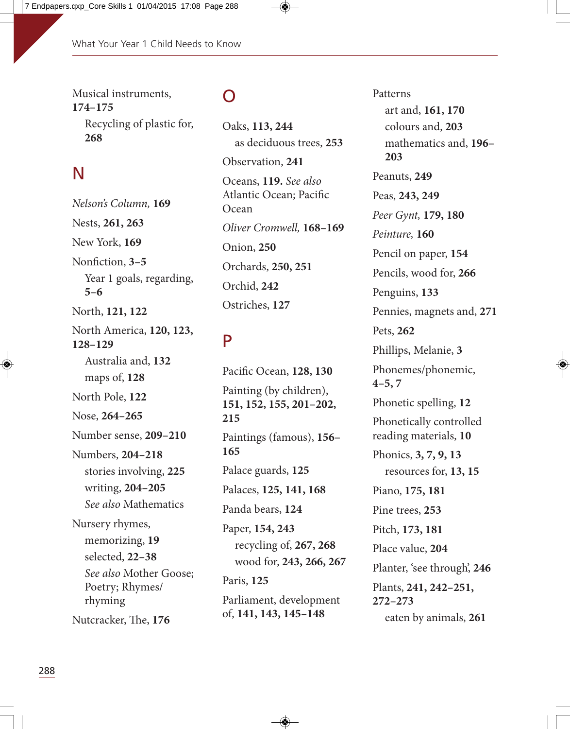Musical instruments, **174–175**

- Recycling of plastic for, **268**

## N

*Nelson's Column,* **169**

Nests, **261, 263**

New York, **169**

Nonfiction, **3–5**

- Year 1 goals, regarding, **5–6**

North, **121, 122**

North America, **120, 123, 128–129**

- Australia and, **132**
- maps of, **128**

North Pole, **122**

Nose, **264–265**

Number sense, **209–210**

Numbers, **204–218**

- stories involving, **225**
- writing, **204–205**
- *See also* Mathematics

Nursery rhymes,

- memorizing, **19**
- selected, **22–38**
- *See also* Mother Goose; Poetry; Rhymes/rhyming

Nutcracker, The, **176**

## O

Oaks, **113, 244**

- as deciduous trees, **253**

Observation, **241**

Oceans, **119.** *See also* Atlantic Ocean; Pacific Ocean

*Oliver Cromwell,* **168–169**

Onion, **250**

Orchards, **250, 251**

Orchid, **242**

Ostriches, **127**

## P

Pacific Ocean, **128, 130**

Painting (by children), **151, 152, 155, 201–202, 215**

Paintings (famous), **156–165**

Palace guards, **125**

Palaces, **125, 141, 168**

Panda bears, **124**

Paper, **154, 243**

- recycling of, **267, 268**
- wood for, **243, 266, 267**

Paris, **125**

Parliament, development of, **141, 143, 145–148**

Patterns

- art and, **161, 170**
- colours and, **203**
- mathematics and, **196–203**

Peanuts, **249**

Peas, **243, 249**

*Peer Gynt,* **179, 180**

*Peinture,* **160**

Pencil on paper, **154**

Pencils, wood for, **266**

Penguins, **133**

Pennies, magnets and, **271**

Pets, **262**

Phillips, Melanie, **3**

Phonemes/phonemic, **4–5, 7**

Phonetic spelling, **12**

Phonetically controlled reading materials, **10**

Phonics, **3, 7, 9, 13**

- resources for, **13, 15**

Piano, **175, 181**

Pine trees, **253**

Pitch, **173, 181**

Place value, **204**

Planter, 'see through', **246**

Plants, **241, 242–251, 272–273**

- eaten by animals, **261**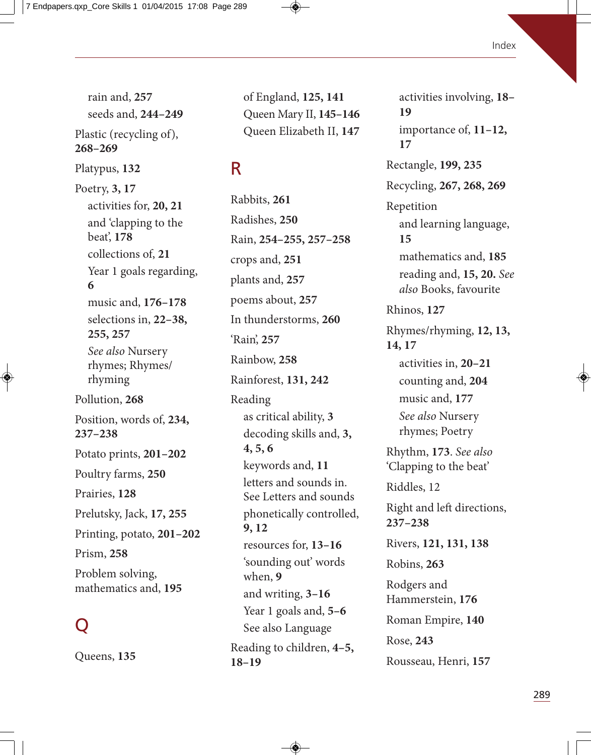rain and, **257**
  seeds and, **244–249**

Plastic (recycling of), **268–269**

Platypus, **132**

Poetry, **3, 17**
  activities for, **20, 21**
  and 'clapping to the beat', **178**
  collections of, **21**
  Year 1 goals regarding, **6**
  music and, **176–178**
  selections in, **22–38, 255, 257**
  *See also* Nursery rhymes; Rhymes/rhyming

Pollution, **268**

Position, words of, **234, 237–238**

Potato prints, **201–202**

Poultry farms, **250**

Prairies, **128**

Prelutsky, Jack, **17, 255**

Printing, potato, **201–202**

Prism, **258**

Problem solving, mathematics and, **195**

## Q

Queens, **135**
  of England, **125, 141**
  Queen Mary II, **145–146**
  Queen Elizabeth II, **147**

## R

Rabbits, **261**

Radishes, **250**

Rain, **254–255, 257–258**

crops and, **251**

plants and, **257**

poems about, **257**

In thunderstorms, **260**

'Rain', **257**

Rainbow, **258**

Rainforest, **131, 242**

Reading
  as critical ability, **3**
  decoding skills and, **3, 4, 5, 6**
  keywords and, **11**
  letters and sounds in. See Letters and sounds
  phonetically controlled, **9, 12**
  resources for, **13–16**
  'sounding out' words when, **9**
  and writing, **3–16**
  Year 1 goals and, **5–6**
  See also Language

Reading to children, **4–5, 18–19**
  activities involving, **18–19**
  importance of, **11–12, 17**

Rectangle, **199, 235**

Recycling, **267, 268, 269**

Repetition
  and learning language, **15**
  mathematics and, **185**
  reading and, **15, 20.** *See also* Books, favourite

Rhinos, **127**

Rhymes/rhyming, **12, 13, 14, 17**
  activities in, **20–21**
  counting and, **204**
  music and, **177**
  *See also* Nursery rhymes; Poetry

Rhythm, **173**. *See also* 'Clapping to the beat'

Riddles, 12

Right and left directions, **237–238**

Rivers, **121, 131, 138**

Robins, **263**

Rodgers and Hammerstein, **176**

Roman Empire, **140**

Rose, **243**

Rousseau, Henri, **157**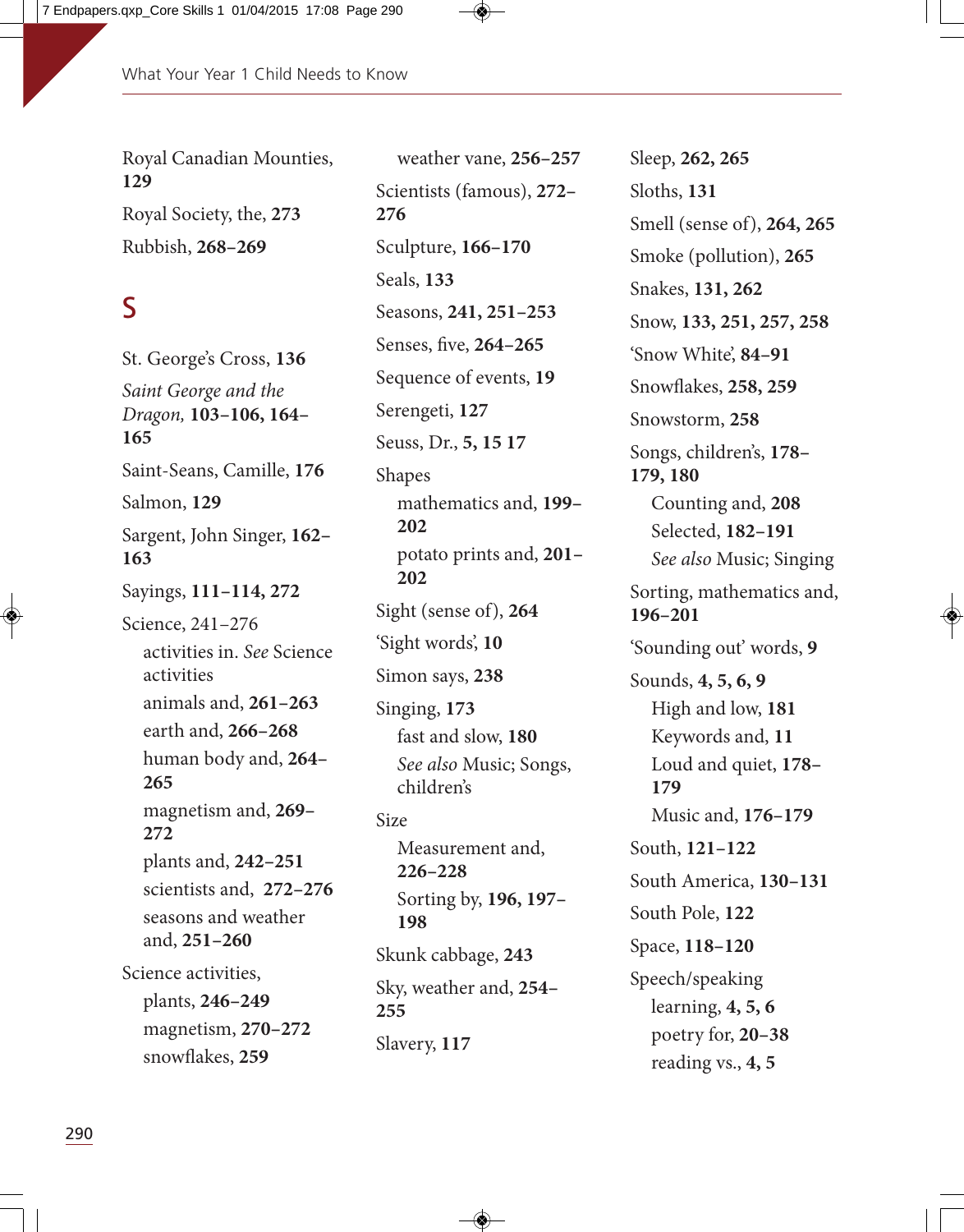Royal Canadian Mounties, **129**

Royal Society, the, **273**

Rubbish, **268–269**

## S

St. George's Cross, **136**

*Saint George and the Dragon,* **103–106, 164–165**

Saint-Seans, Camille, **176**

Salmon, **129**

Sargent, John Singer, **162–163**

Sayings, **111–114, 272**

Science, 241–276
- activities in. *See* Science activities
- animals and, **261–263**
- earth and, **266–268**
- human body and, **264–265**
- magnetism and, **269–272**
- plants and, **242–251**
- scientists and, **272–276**
- seasons and weather and, **251–260**
- weather vane, **256–257**

Science activities,
- plants, **246–249**
- magnetism, **270–272**
- snowflakes, **259**

Scientists (famous), **272–276**

Sculpture, **166–170**

Seals, **133**

Seasons, **241, 251–253**

Senses, five, **264–265**

Sequence of events, **19**

Serengeti, **127**

Seuss, Dr., **5, 15 17**

Shapes
- mathematics and, **199–202**
- potato prints and, **201–202**

Sight (sense of), **264**

'Sight words', **10**

Simon says, **238**

Singing, **173**
- fast and slow, **180**
- *See also* Music; Songs, children's

Size
- Measurement and, **226–228**
- Sorting by, **196, 197–198**

Skunk cabbage, **243**

Sky, weather and, **254–255**

Slavery, **117**

Sleep, **262, 265**

Sloths, **131**

Smell (sense of), **264, 265**

Smoke (pollution), **265**

Snakes, **131, 262**

Snow, **133, 251, 257, 258**

'Snow White', **84–91**

Snowflakes, **258, 259**

Snowstorm, **258**

Songs, children's, **178–179, 180**
- Counting and, **208**
- Selected, **182–191**
- *See also* Music; Singing

Sorting, mathematics and, **196–201**

'Sounding out' words, **9**

Sounds, **4, 5, 6, 9**
- High and low, **181**
- Keywords and, **11**
- Loud and quiet, **178–179**
- Music and, **176–179**

South, **121–122**

South America, **130–131**

South Pole, **122**

Space, **118–120**

Speech/speaking
- learning, **4, 5, 6**
- poetry for, **20–38**
- reading vs., **4, 5**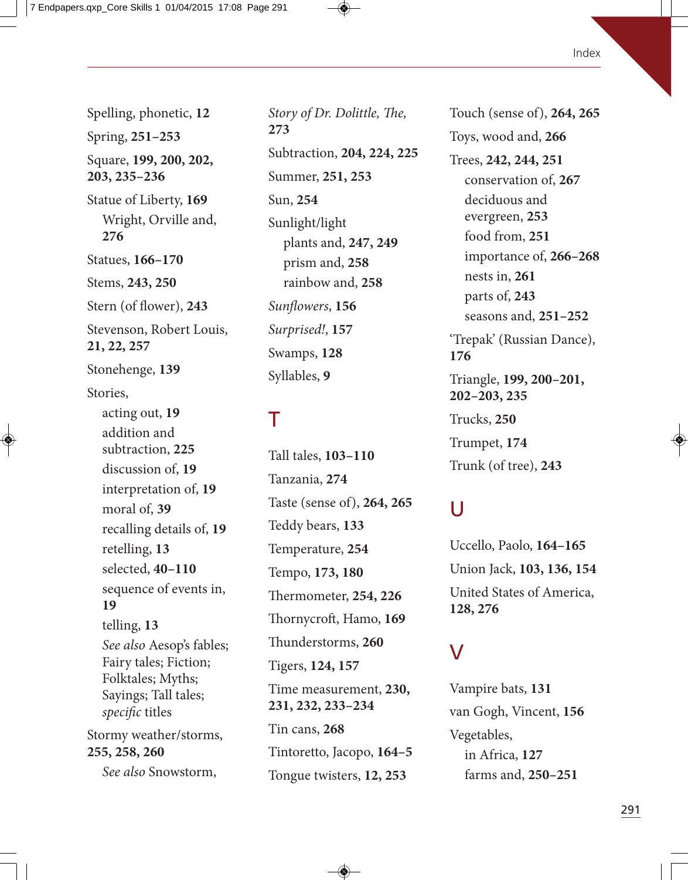Spelling, phonetic, **12**

Spring, **251–253**

Square, **199, 200, 202, 203, 235–236**

Statue of Liberty, **169**
- Wright, Orville and, **276**

Statues, **166–170**

Stems, **243, 250**

Stern (of flower), **243**

Stevenson, Robert Louis, **21, 22, 257**

Stonehenge, **139**

Stories,
- acting out, **19**
- addition and subtraction, **225**
- discussion of, **19**
- interpretation of, **19**
- moral of, **39**
- recalling details of, **19**
- retelling, **13**
- selected, **40–110**
- sequence of events in, **19**
- telling, **13**
- *See also* Aesop's fables; Fairy tales; Fiction; Folktales; Myths; Sayings; Tall tales; *specific* titles

Stormy weather/storms, **255, 258, 260**
- *See also* Snowstorm,

*Story of Dr. Dolittle, The,* **273**

Subtraction, **204, 224, 225**

Summer, **251, 253**

Sun, **254**

Sunlight/light
- plants and, **247, 249**
- prism and, **258**
- rainbow and, **258**

*Sunflowers*, **156**

*Surprised!*, **157**

Swamps, **128**

Syllables, **9**

## T

Tall tales, **103–110**

Tanzania, **274**

Taste (sense of), **264, 265**

Teddy bears, **133**

Temperature, **254**

Tempo, **173, 180**

Thermometer, **254, 226**

Thornycroft, Hamo, **169**

Thunderstorms, **260**

Tigers, **124, 157**

Time measurement, **230, 231, 232, 233–234**

Tin cans, **268**

Tintoretto, Jacopo, **164–5**

Tongue twisters, **12, 253**

Touch (sense of), **264, 265**

Toys, wood and, **266**

Trees, **242, 244, 251**
- conservation of, **267**
- deciduous and evergreen, **253**
- food from, **251**
- importance of, **266–268**
- nests in, **261**
- parts of, **243**
- seasons and, **251–252**

'Trepak' (Russian Dance), **176**

Triangle, **199, 200–201, 202–203, 235**

Trucks, **250**

Trumpet, **174**

Trunk (of tree), **243**

## U

Uccello, Paolo, **164–165**

Union Jack, **103, 136, 154**

United States of America, **128, 276**

## V

Vampire bats, **131**

van Gogh, Vincent, **156**

Vegetables,
- in Africa, **127**
- farms and, **250–251**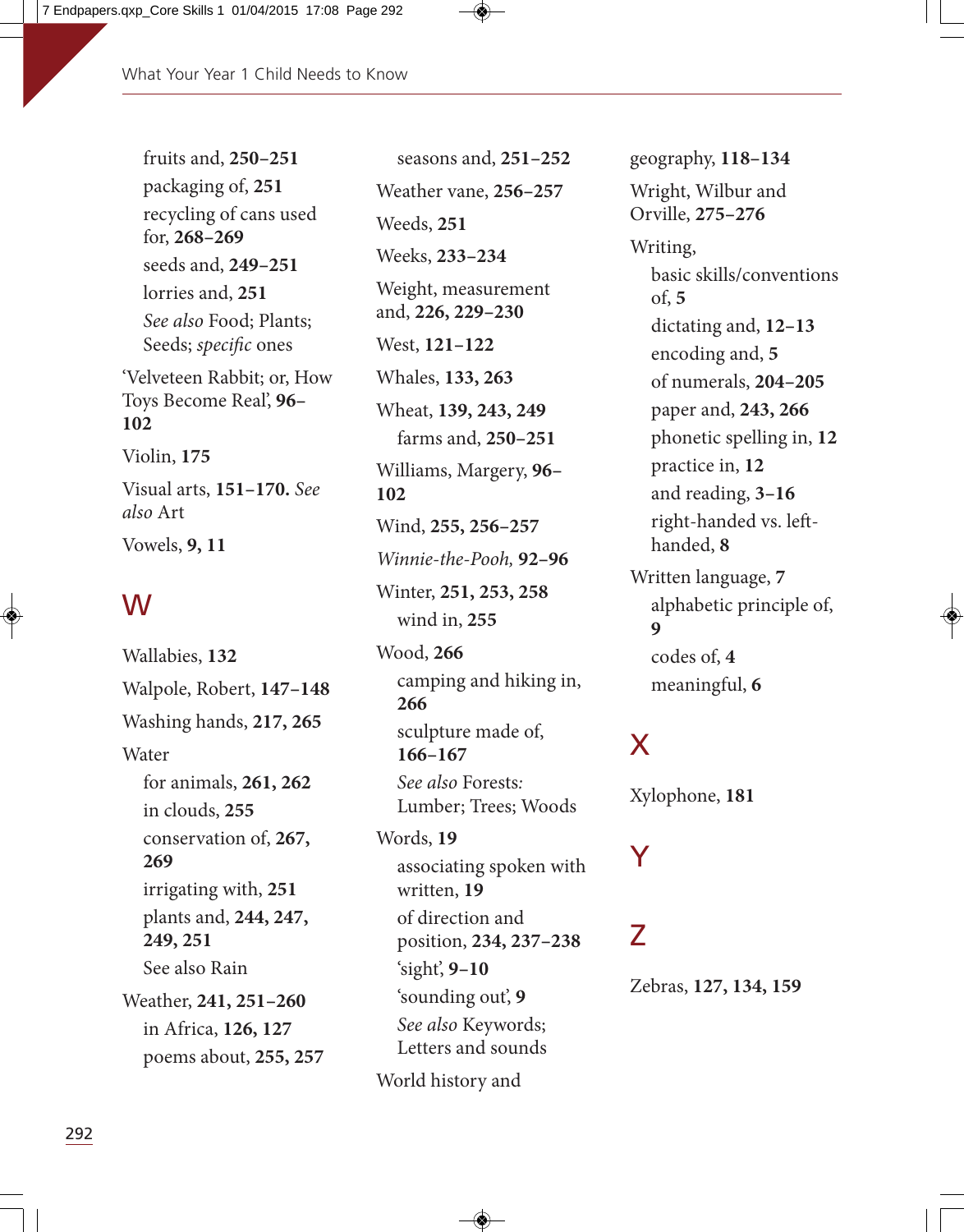fruits and, **250–251**
packaging of, **251**
recycling of cans used for, **268–269**
seeds and, **249–251**
lorries and, **251**
*See also* Food; Plants; Seeds; *specific* ones

'Velveteen Rabbit; or, How Toys Become Real', **96–102**

Violin, **175**

Visual arts, **151–170.** *See also* Art

Vowels, **9, 11**

## W

Wallabies, **132**

Walpole, Robert, **147–148**

Washing hands, **217, 265**

Water
for animals, **261, 262**
in clouds, **255**
conservation of, **267, 269**
irrigating with, **251**
plants and, **244, 247, 249, 251**
See also Rain

Weather, **241, 251–260**
in Africa, **126, 127**
poems about, **255, 257**
seasons and, **251–252**

Weather vane, **256–257**

Weeds, **251**

Weeks, **233–234**

Weight, measurement and, **226, 229–230**

West, **121–122**

Whales, **133, 263**

Wheat, **139, 243, 249**
farms and, **250–251**

Williams, Margery, **96–102**

Wind, **255, 256–257**

*Winnie-the-Pooh,* **92–96**

Winter, **251, 253, 258**
wind in, **255**

Wood, **266**
camping and hiking in, **266**
sculpture made of, **166–167**
*See also* Forests: Lumber; Trees; Woods

Words, **19**
associating spoken with written, **19**
of direction and position, **234, 237–238**
'sight', **9–10**
'sounding out', **9**
*See also* Keywords; Letters and sounds

World history and geography, **118–134**

Wright, Wilbur and Orville, **275–276**

Writing,
basic skills/conventions of, **5**
dictating and, **12–13**
encoding and, **5**
of numerals, **204–205**
paper and, **243, 266**
phonetic spelling in, **12**
practice in, **12**
and reading, **3–16**
right-handed vs. left-handed, **8**

Written language, **7**
alphabetic principle of, **9**
codes of, **4**
meaningful, **6**

## X

Xylophone, **181**

## Y

## Z

Zebras, **127, 134, 159**